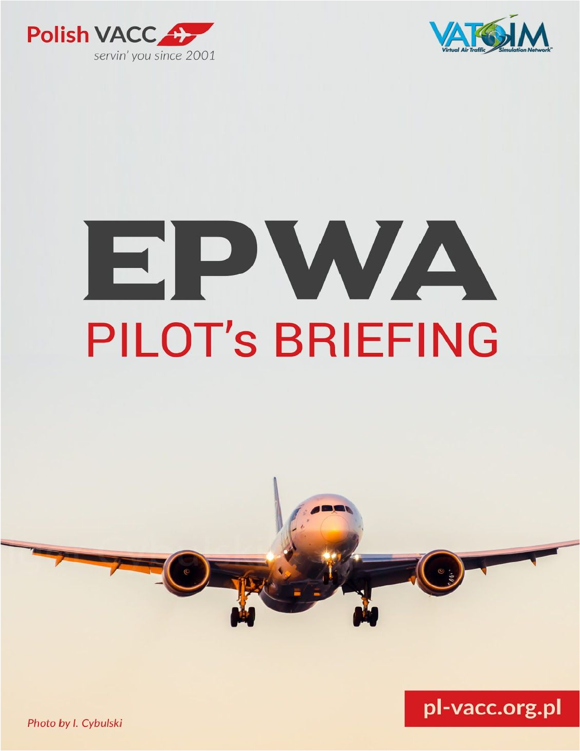Polish VACC
*servin' you since 2001*

VATSIM
Virtual Air Traffic Simulation Network

# EPWA

## PILOT's BRIEFING

*Photo by I. Cybulski*

pl-vacc.org.pl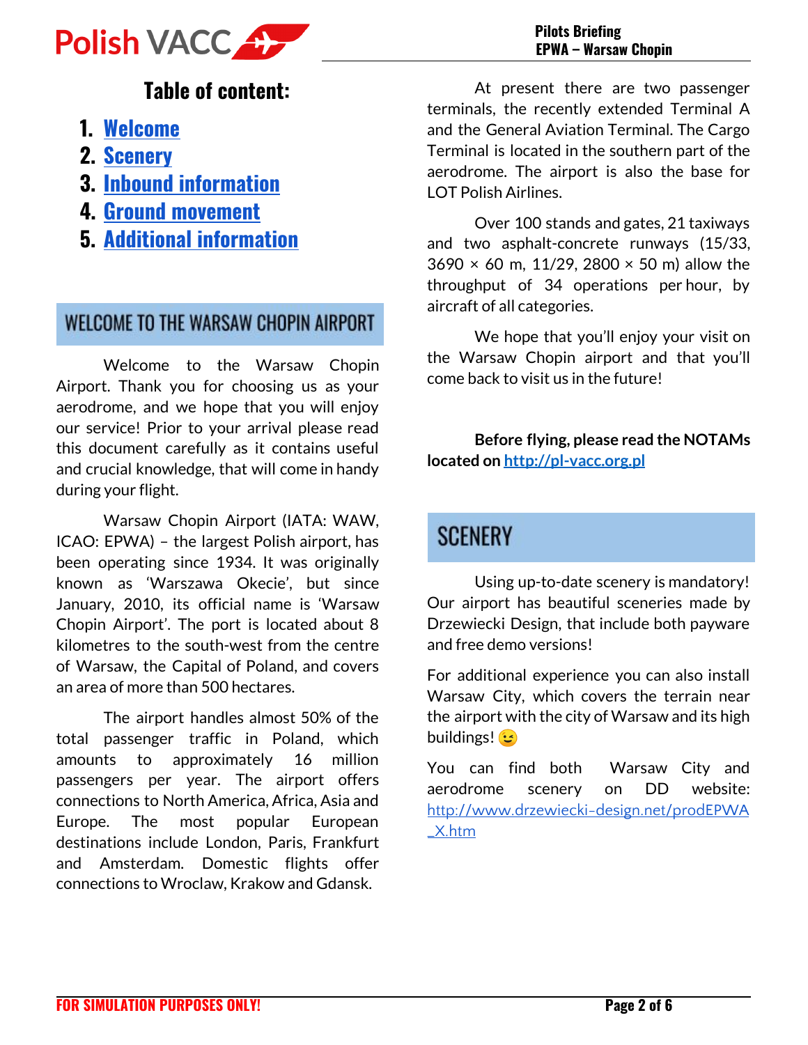## Table of content:

1. [Welcome](#welcome-to-the-warsaw-chopin-airport)
2. [Scenery](#scenery)
3. [Inbound information]
4. [Ground movement]
5. [Additional information]

## WELCOME TO THE WARSAW CHOPIN AIRPORT

Welcome to the Warsaw Chopin Airport. Thank you for choosing us as your aerodrome, and we hope that you will enjoy our service! Prior to your arrival please read this document carefully as it contains useful and crucial knowledge, that will come in handy during your flight.

Warsaw Chopin Airport (IATA: WAW, ICAO: EPWA) – the largest Polish airport, has been operating since 1934. It was originally known as 'Warszawa Okecie', but since January, 2010, its official name is 'Warsaw Chopin Airport'. The port is located about 8 kilometres to the south-west from the centre of Warsaw, the Capital of Poland, and covers an area of more than 500 hectares.

The airport handles almost 50% of the total passenger traffic in Poland, which amounts to approximately 16 million passengers per year. The airport offers connections to North America, Africa, Asia and Europe. The most popular European destinations include London, Paris, Frankfurt and Amsterdam. Domestic flights offer connections to Wroclaw, Krakow and Gdansk.

At present there are two passenger terminals, the recently extended Terminal A and the General Aviation Terminal. The Cargo Terminal is located in the southern part of the aerodrome. The airport is also the base for LOT Polish Airlines.

Over 100 stands and gates, 21 taxiways and two asphalt-concrete runways (15/33, 3690 × 60 m, 11/29, 2800 × 50 m) allow the throughput of 34 operations per hour, by aircraft of all categories.

We hope that you'll enjoy your visit on the Warsaw Chopin airport and that you'll come back to visit us in the future!

**Before flying, please read the NOTAMs located on [http://pl-vacc.org.pl](http://pl-vacc.org.pl)**

## SCENERY

Using up-to-date scenery is mandatory! Our airport has beautiful sceneries made by Drzewiecki Design, that include both payware and free demo versions!

For additional experience you can also install Warsaw City, which covers the terrain near the airport with the city of Warsaw and its high buildings! 😉

You can find both Warsaw City and aerodrome scenery on DD website: [http://www.drzewiecki-design.net/prodEPWA_X.htm](http://www.drzewiecki-design.net/prodEPWA_X.htm)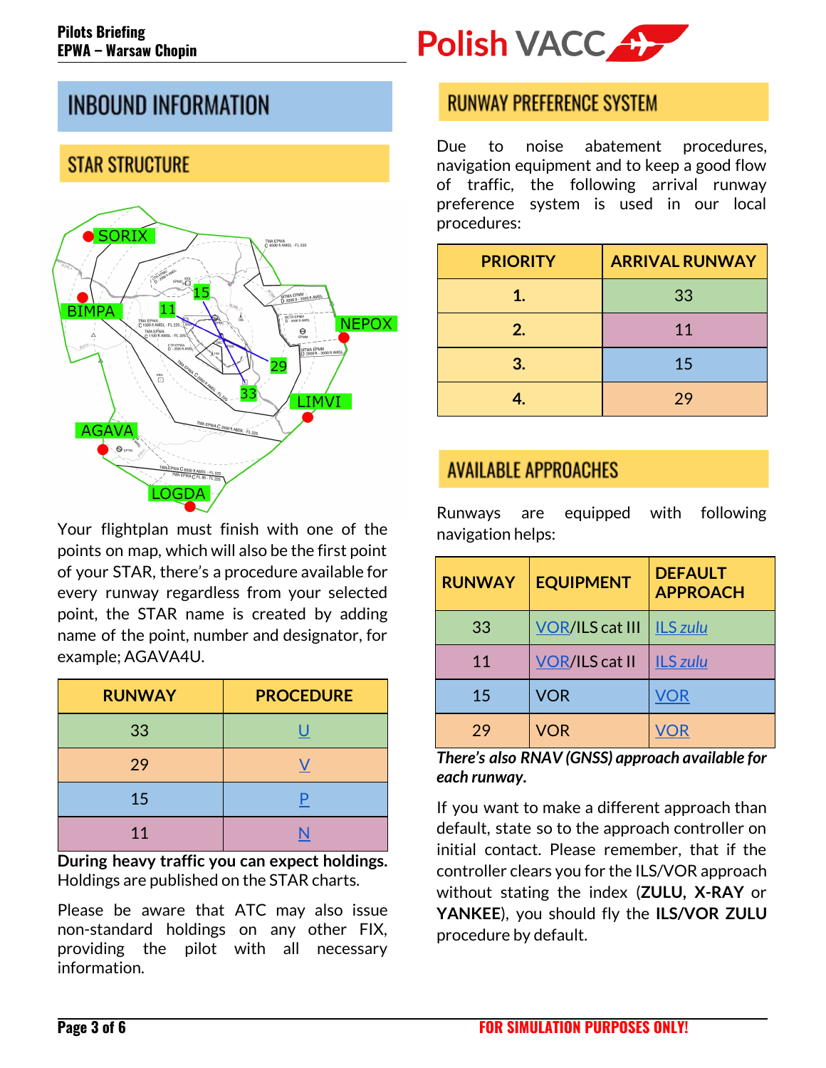# INBOUND INFORMATION

## STAR STRUCTURE

Your flightplan must finish with one of the points on map, which will also be the first point of your STAR, there's a procedure available for every runway regardless from your selected point, the STAR name is created by adding name of the point, number and designator, for example; AGAVA4U.

| RUNWAY | PROCEDURE |
| --- | --- |
| 33 | U |
| 29 | V |
| 15 | P |
| 11 | N |

**During heavy traffic you can expect holdings.** Holdings are published on the STAR charts.

Please be aware that ATC may also issue non-standard holdings on any other FIX, providing the pilot with all necessary information.

## RUNWAY PREFERENCE SYSTEM

Due to noise abatement procedures, navigation equipment and to keep a good flow of traffic, the following arrival runway preference system is used in our local procedures:

| PRIORITY | ARRIVAL RUNWAY |
| --- | --- |
| 1. | 33 |
| 2. | 11 |
| 3. | 15 |
| 4. | 29 |

## AVAILABLE APPROACHES

Runways are equipped with following navigation helps:

| RUNWAY | EQUIPMENT | DEFAULT APPROACH |
| --- | --- | --- |
| 33 | VOR/ILS cat III | *ILS zulu* |
| 11 | VOR/ILS cat II | *ILS zulu* |
| 15 | VOR | VOR |
| 29 | VOR | VOR |

***There's also RNAV (GNSS) approach available for each runway.***

If you want to make a different approach than default, state so to the approach controller on initial contact. Please remember, that if the controller clears you for the ILS/VOR approach without stating the index (**ZULU**, **X-RAY** or **YANKEE**), you should fly the **ILS/VOR ZULU** procedure by default.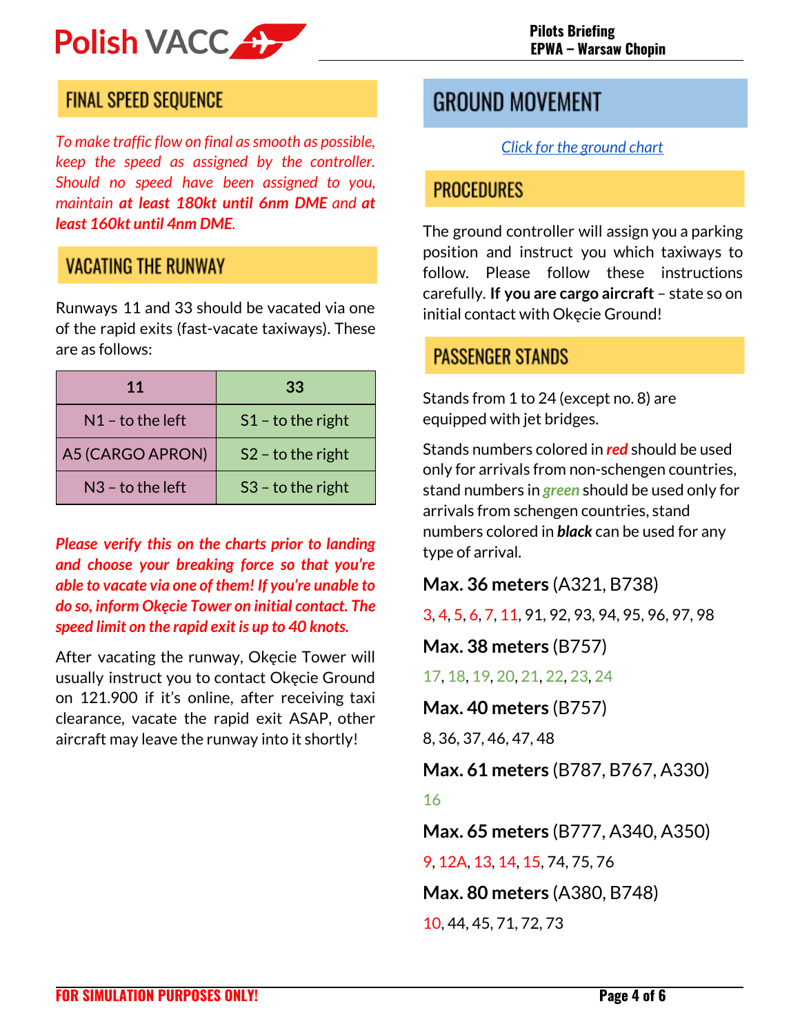## FINAL SPEED SEQUENCE

*To make traffic flow on final as smooth as possible, keep the speed as assigned by the controller. Should no speed have been assigned to you, maintain* ***at least 180kt until 6nm DME*** *and* ***at least 160kt until 4nm DME****.*

## VACATING THE RUNWAY

Runways 11 and 33 should be vacated via one of the rapid exits (fast-vacate taxiways). These are as follows:

| 11 | 33 |
|---|---|
| N1 – to the left | S1 – to the right |
| A5 (CARGO APRON) | S2 – to the right |
| N3 – to the left | S3 – to the right |

***Please verify this on the charts prior to landing and choose your breaking force so that you're able to vacate via one of them! If you're unable to do so, inform Okęcie Tower on initial contact. The speed limit on the rapid exit is up to 40 knots.***

After vacating the runway, Okęcie Tower will usually instruct you to contact Okęcie Ground on 121.900 if it's online, after receiving taxi clearance, vacate the rapid exit ASAP, other aircraft may leave the runway into it shortly!

# GROUND MOVEMENT

[Click for the ground chart]

## PROCEDURES

The ground controller will assign you a parking position and instruct you which taxiways to follow. Please follow these instructions carefully. **If you are cargo aircraft** – state so on initial contact with Okęcie Ground!

## PASSENGER STANDS

Stands from 1 to 24 (except no. 8) are equipped with jet bridges.

Stands numbers colored in ***red*** should be used only for arrivals from non-schengen countries, stand numbers in ***green*** should be used only for arrivals from schengen countries, stand numbers colored in ***black*** can be used for any type of arrival.

**Max. 36 meters** (A321, B738)

3, 4, 5, 6, 7, 11, 91, 92, 93, 94, 95, 96, 97, 98

**Max. 38 meters** (B757)

17, 18, 19, 20, 21, 22, 23, 24

**Max. 40 meters** (B757)

8, 36, 37, 46, 47, 48

**Max. 61 meters** (B787, B767, A330)

16

**Max. 65 meters** (B777, A340, A350)

9, 12A, 13, 14, 15, 74, 75, 76

**Max. 80 meters** (A380, B748)

10, 44, 45, 71, 72, 73

FOR SIMULATION PURPOSES ONLY!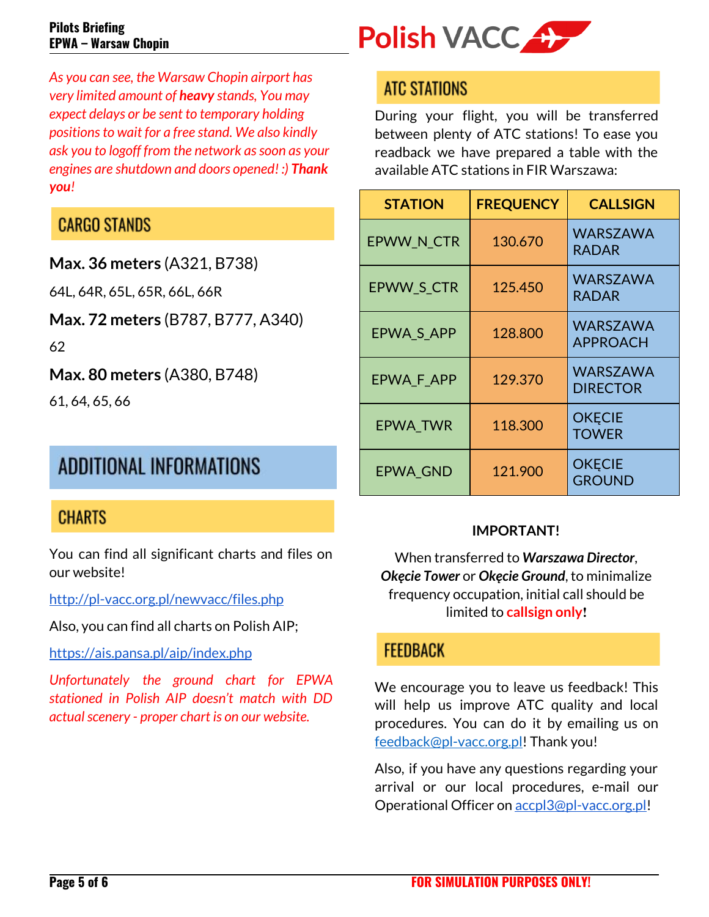*As you can see, the Warsaw Chopin airport has very limited amount of **heavy** stands, You may expect delays or be sent to temporary holding positions to wait for a free stand. We also kindly ask you to logoff from the network as soon as your engines are shutdown and doors opened! :) **Thank you**!*

## CARGO STANDS

**Max. 36 meters** (A321, B738)

64L, 64R, 65L, 65R, 66L, 66R

**Max. 72 meters** (B787, B777, A340)

62

**Max. 80 meters** (A380, B748)

61, 64, 65, 66

# ADDITIONAL INFORMATIONS

## CHARTS

You can find all significant charts and files on our website!

http://pl-vacc.org.pl/newvacc/files.php

Also, you can find all charts on Polish AIP;

https://ais.pansa.pl/aip/index.php

*Unfortunately the ground chart for EPWA stationed in Polish AIP doesn't match with DD actual scenery - proper chart is on our website.*

## ATC STATIONS

During your flight, you will be transferred between plenty of ATC stations! To ease you readback we have prepared a table with the available ATC stations in FIR Warszawa:

| STATION | FREQUENCY | CALLSIGN |
|---|---|---|
| EPWW_N_CTR | 130.670 | WARSZAWA RADAR |
| EPWW_S_CTR | 125.450 | WARSZAWA RADAR |
| EPWA_S_APP | 128.800 | WARSZAWA APPROACH |
| EPWA_F_APP | 129.370 | WARSZAWA DIRECTOR |
| EPWA_TWR | 118.300 | OKĘCIE TOWER |
| EPWA_GND | 121.900 | OKĘCIE GROUND |

**IMPORTANT!**

When transferred to ***Warszawa Director***, ***Okęcie Tower*** or ***Okęcie Ground***, to minimalize frequency occupation, initial call should be limited to **callsign only!**

## FEEDBACK

We encourage you to leave us feedback! This will help us improve ATC quality and local procedures. You can do it by emailing us on feedback@pl-vacc.org.pl! Thank you!

Also, if you have any questions regarding your arrival or our local procedures, e-mail our Operational Officer on accpl3@pl-vacc.org.pl!

**FOR SIMULATION PURPOSES ONLY!**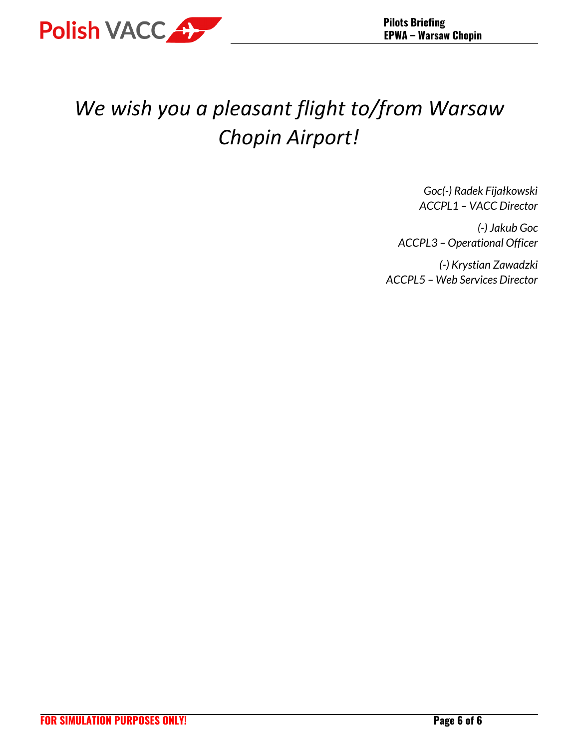*We wish you a pleasant flight to/from Warsaw Chopin Airport!*

*Goc(-) Radek Fijałkowski*
*ACCPL1 – VACC Director*

*(-) Jakub Goc*
*ACCPL3 – Operational Officer*

*(-) Krystian Zawadzki*
*ACCPL5 – Web Services Director*